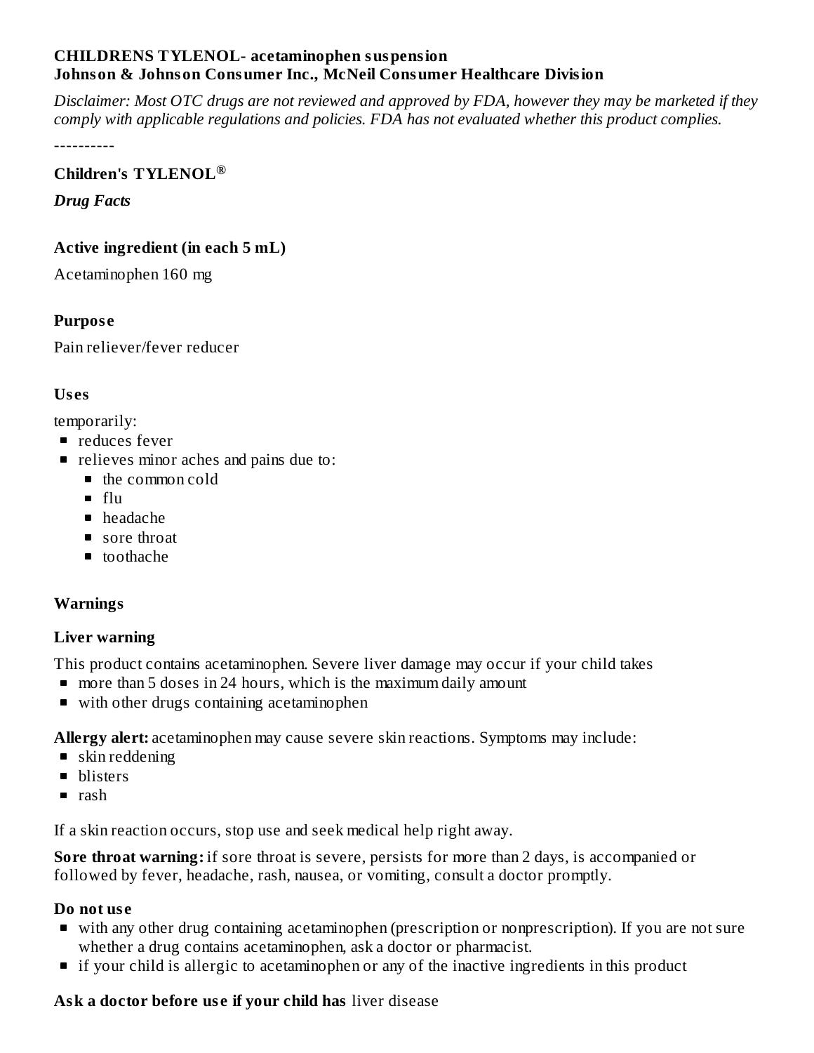**CHILDRENS TYLENOL- acetaminophen suspension**
**Johnson & Johnson Consumer Inc., McNeil Consumer Healthcare Division**

*Disclaimer: Most OTC drugs are not reviewed and approved by FDA, however they may be marketed if they comply with applicable regulations and policies. FDA has not evaluated whether this product complies.*

----------

### Children's TYLENOL®

***Drug Facts***

#### Active ingredient (in each 5 mL)

Acetaminophen 160 mg

#### Purpose

Pain reliever/fever reducer

#### Uses

temporarily:

- reduces fever
- relieves minor aches and pains due to:
  - the common cold
  - flu
  - headache
  - sore throat
  - toothache

#### Warnings

#### Liver warning

This product contains acetaminophen. Severe liver damage may occur if your child takes

- more than 5 doses in 24 hours, which is the maximum daily amount
- with other drugs containing acetaminophen

**Allergy alert:** acetaminophen may cause severe skin reactions. Symptoms may include:

- skin reddening
- blisters
- rash

If a skin reaction occurs, stop use and seek medical help right away.

**Sore throat warning:** if sore throat is severe, persists for more than 2 days, is accompanied or followed by fever, headache, rash, nausea, or vomiting, consult a doctor promptly.

#### Do not use

- with any other drug containing acetaminophen (prescription or nonprescription). If you are not sure whether a drug contains acetaminophen, ask a doctor or pharmacist.
- if your child is allergic to acetaminophen or any of the inactive ingredients in this product

**Ask a doctor before use if your child has** liver disease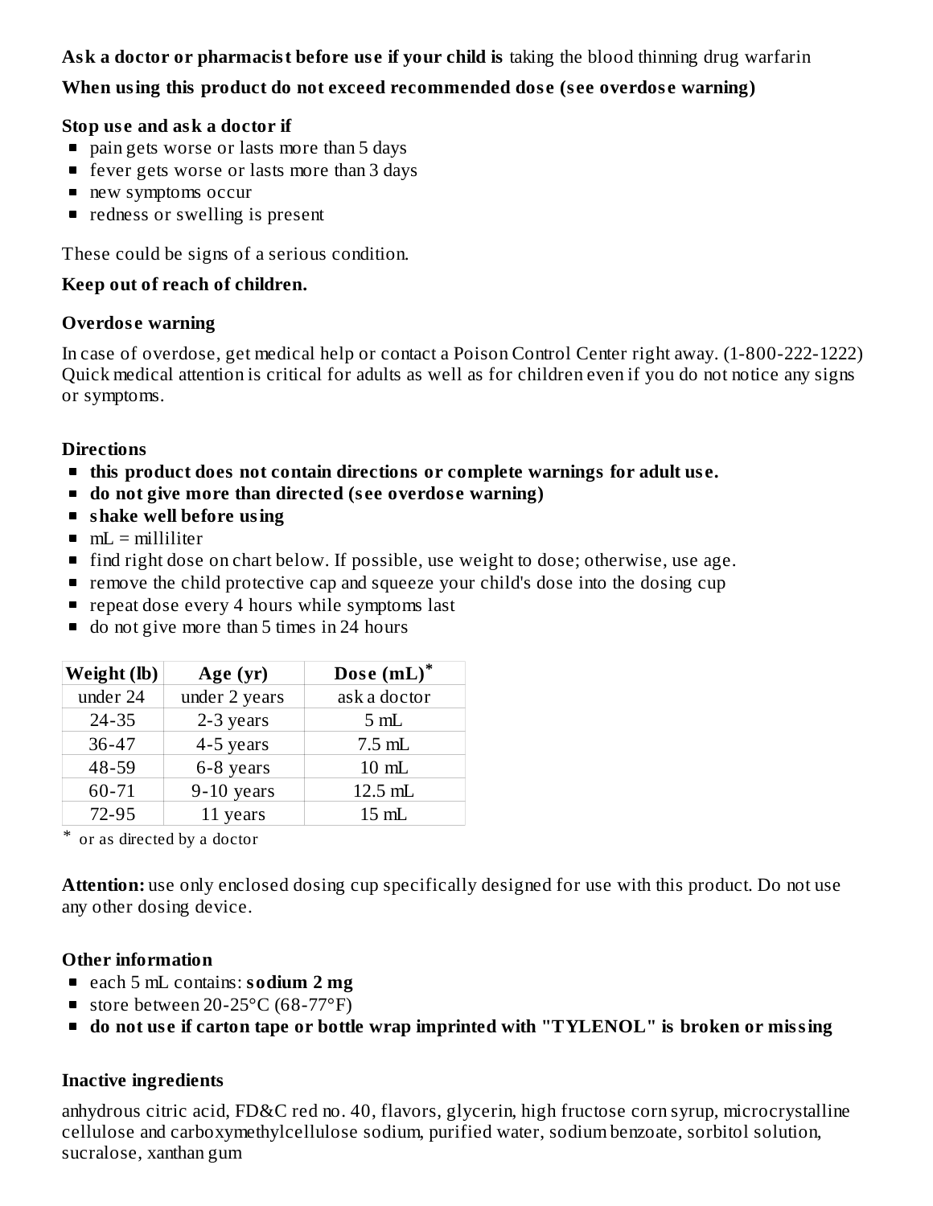**Ask a doctor or pharmacist before use if your child is** taking the blood thinning drug warfarin

**When using this product do not exceed recommended dose (see overdose warning)**

**Stop use and ask a doctor if**

- pain gets worse or lasts more than 5 days
- fever gets worse or lasts more than 3 days
- new symptoms occur
- redness or swelling is present

These could be signs of a serious condition.

**Keep out of reach of children.**

**Overdose warning**

In case of overdose, get medical help or contact a Poison Control Center right away. (1-800-222-1222) Quick medical attention is critical for adults as well as for children even if you do not notice any signs or symptoms.

**Directions**

- **this product does not contain directions or complete warnings for adult use.**
- **do not give more than directed (see overdose warning)**
- **shake well before using**
- mL = milliliter
- find right dose on chart below. If possible, use weight to dose; otherwise, use age.
- remove the child protective cap and squeeze your child's dose into the dosing cup
- repeat dose every 4 hours while symptoms last
- do not give more than 5 times in 24 hours

| Weight (lb) | Age (yr) | Dose (mL)* |
|---|---|---|
| under 24 | under 2 years | ask a doctor |
| 24-35 | 2-3 years | 5 mL |
| 36-47 | 4-5 years | 7.5 mL |
| 48-59 | 6-8 years | 10 mL |
| 60-71 | 9-10 years | 12.5 mL |
| 72-95 | 11 years | 15 mL |

* or as directed by a doctor

**Attention:** use only enclosed dosing cup specifically designed for use with this product. Do not use any other dosing device.

**Other information**

- each 5 mL contains: **sodium 2 mg**
- store between 20-25°C (68-77°F)
- **do not use if carton tape or bottle wrap imprinted with "TYLENOL" is broken or missing**

**Inactive ingredients**

anhydrous citric acid, FD&C red no. 40, flavors, glycerin, high fructose corn syrup, microcrystalline cellulose and carboxymethylcellulose sodium, purified water, sodium benzoate, sorbitol solution, sucralose, xanthan gum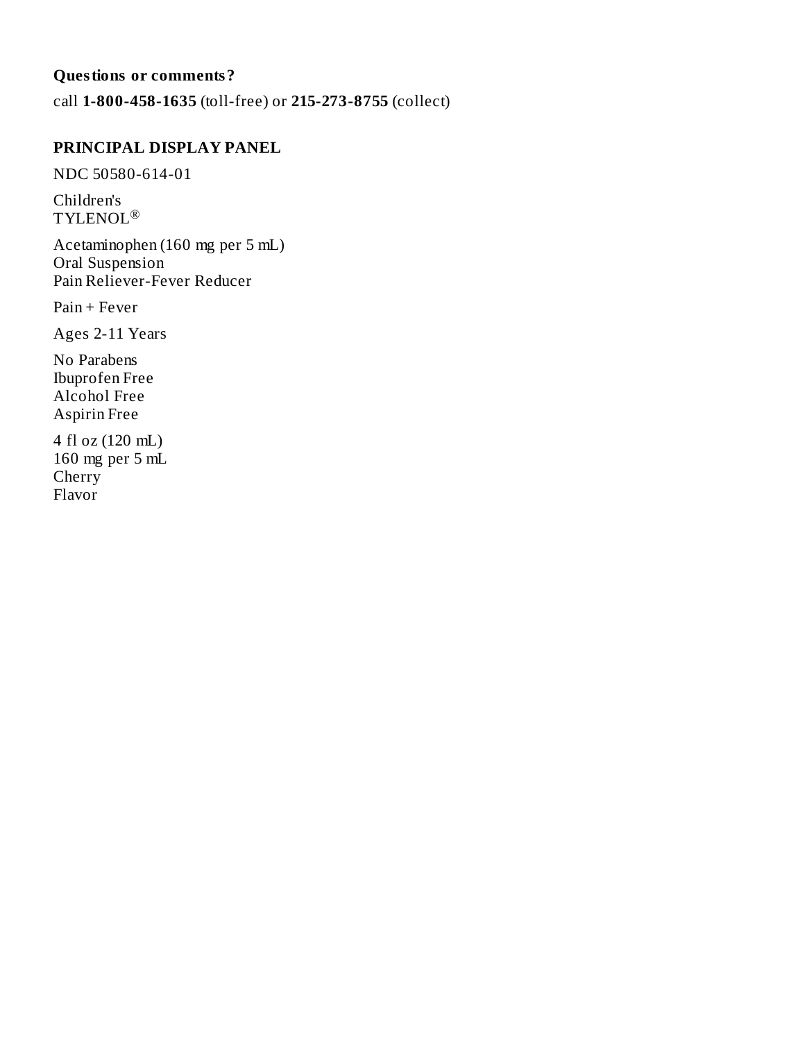**Questions or comments?**

call **1-800-458-1635** (toll-free) or **215-273-8755** (collect)

## PRINCIPAL DISPLAY PANEL

NDC 50580-614-01

Children's
TYLENOL®

Acetaminophen (160 mg per 5 mL)
Oral Suspension
Pain Reliever-Fever Reducer

Pain + Fever

Ages 2-11 Years

No Parabens
Ibuprofen Free
Alcohol Free
Aspirin Free

4 fl oz (120 mL)
160 mg per 5 mL
Cherry
Flavor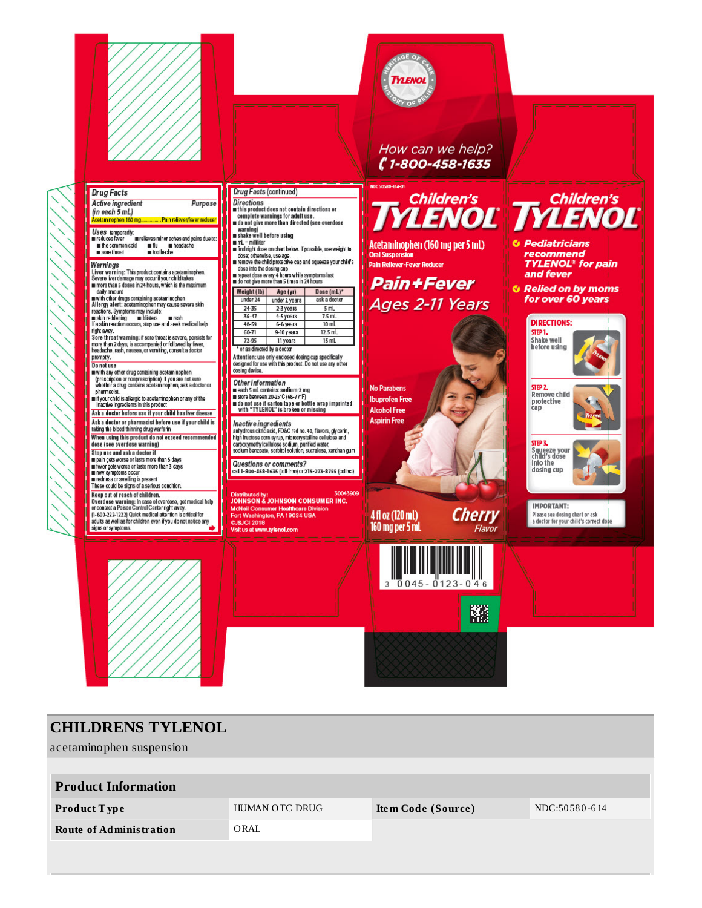## Drug Facts

**Active ingredient (in each 5 mL)** — **Purpose**

Acetaminophen 160 mg............... Pain reliever/fever reducer

**Uses** temporarily:

- reduces fever
- relieves minor aches and pains due to:
  - the common cold
  - flu
  - headache
  - sore throat
  - toothache

**Warnings**

**Liver warning:** This product contains acetaminophen. Severe liver damage may occur if your child takes

- more than 5 doses in 24 hours, which is the maximum daily amount
- with other drugs containing acetaminophen

**Allergy alert:** acetaminophen may cause severe skin reactions. Symptoms may include:

- skin reddening
- blisters
- rash

If a skin reaction occurs, stop use and seek medical help right away.

**Sore throat warning:** if sore throat is severe, persists for more than 2 days, is accompanied or followed by fever, headache, rash, nausea, or vomiting, consult a doctor promptly.

**Do not use**

- with any other drug containing acetaminophen (prescription or nonprescription). If you are not sure whether a drug contains acetaminophen, ask a doctor or pharmacist.
- if your child is allergic to acetaminophen or any of the inactive ingredients in this product

**Ask a doctor before use if your child has liver disease**

**Ask a doctor or pharmacist before use if your child is** taking the blood thinning drug warfarin

**When using this product do not exceed recommended dose (see overdose warning)**

**Stop use and ask a doctor if**

- pain gets worse or lasts more than 5 days
- fever gets worse or lasts more than 3 days
- new symptoms occur
- redness or swelling is present

These could be signs of a serious condition.

**Keep out of reach of children.**

**Overdose warning:** In case of overdose, get medical help or contact a Poison Control Center right away. (1-800-222-1222) Quick medical attention is critical for adults as well as for children even if you do not notice any signs or symptoms.

## Drug Facts (continued)

**Directions**

- **this product does not contain directions or complete warnings for adult use.**
- **do not give more than directed (see overdose warning)**
- **shake well before using**
- mL = milliliter
- find right dose on chart below. If possible, use weight to dose; otherwise, use age.
- remove the child protective cap and squeeze your child's dose into the dosing cup
- repeat dose every 4 hours while symptoms last
- do not give more than 5 times in 24 hours

| Weight (lb) | Age (yr) | Dose (mL)* |
|---|---|---|
| under 24 | under 2 years | ask a doctor |
| 24-35 | 2-3 years | 5 mL |
| 36-47 | 4-5 years | 7.5 mL |
| 48-59 | 6-8 years | 10 mL |
| 60-71 | 9-10 years | 12.5 mL |
| 72-95 | 11 years | 15 mL |

\* or as directed by a doctor

**Attention:** use only enclosed dosing cup specifically designed for use with this product. Do not use any other dosing device.

**Other information**

- each 5 mL contains: sodium 2 mg
- store between 20-25°C (68-77°F)
- **do not use if carton tape or bottle wrap imprinted with "TYLENOL" is broken or missing**

**Inactive ingredients**

anhydrous citric acid, FD&C red no. 40, flavors, glycerin, high fructose corn syrup, microcrystalline cellulose and carboxymethylcellulose sodium, purified water, sodium benzoate, sorbitol solution, sucralose, xanthan gum

**Questions or comments?**

call 1-800-858-1635 (toll-free) or 215-273-8755 (collect)

Distributed by: **JOHNSON & JOHNSON CONSUMER INC.** 30043909
McNeil Consumer Healthcare Division
Fort Washington, PA 19034 USA
©J&JCI 2018
Visit us at www.tylenol.com

HERITAGE OF CARE · TYLENOL · HISTORY OF RELIEF

*How can we help?* 1-800-458-1635

NDC 50580-614-01

# Children's TYLENOL®

**Acetaminophen (160 mg per 5 mL)**
**Oral Suspension**
**Pain Reliever-Fever Reducer**

**Pain+Fever**
*Ages 2-11 Years*

No Parabens
Ibuprofen Free
Alcohol Free
Aspirin Free

4 fl oz (120 mL)
160 mg per 5 mL

*Cherry Flavor*

3 0045-0123-04 6

# Children's TYLENOL®

- *Pediatricians recommend TYLENOL® for pain and fever*
- *Relied on by moms for over 60 years*

**DIRECTIONS:**

**STEP 1.** Shake well before using

**STEP 2.** Remove child protective cap

**STEP 3.** Squeeze your child's dose into the dosing cup

**IMPORTANT:** Please see dosing chart or ask a doctor for your child's correct dose

# CHILDRENS TYLENOL

acetaminophen suspension

| Product Information | | | |
|---|---|---|---|
| **Product Type** | HUMAN OTC DRUG | **Item Code (Source)** | NDC:50580-614 |
| **Route of Administration** | ORAL | | |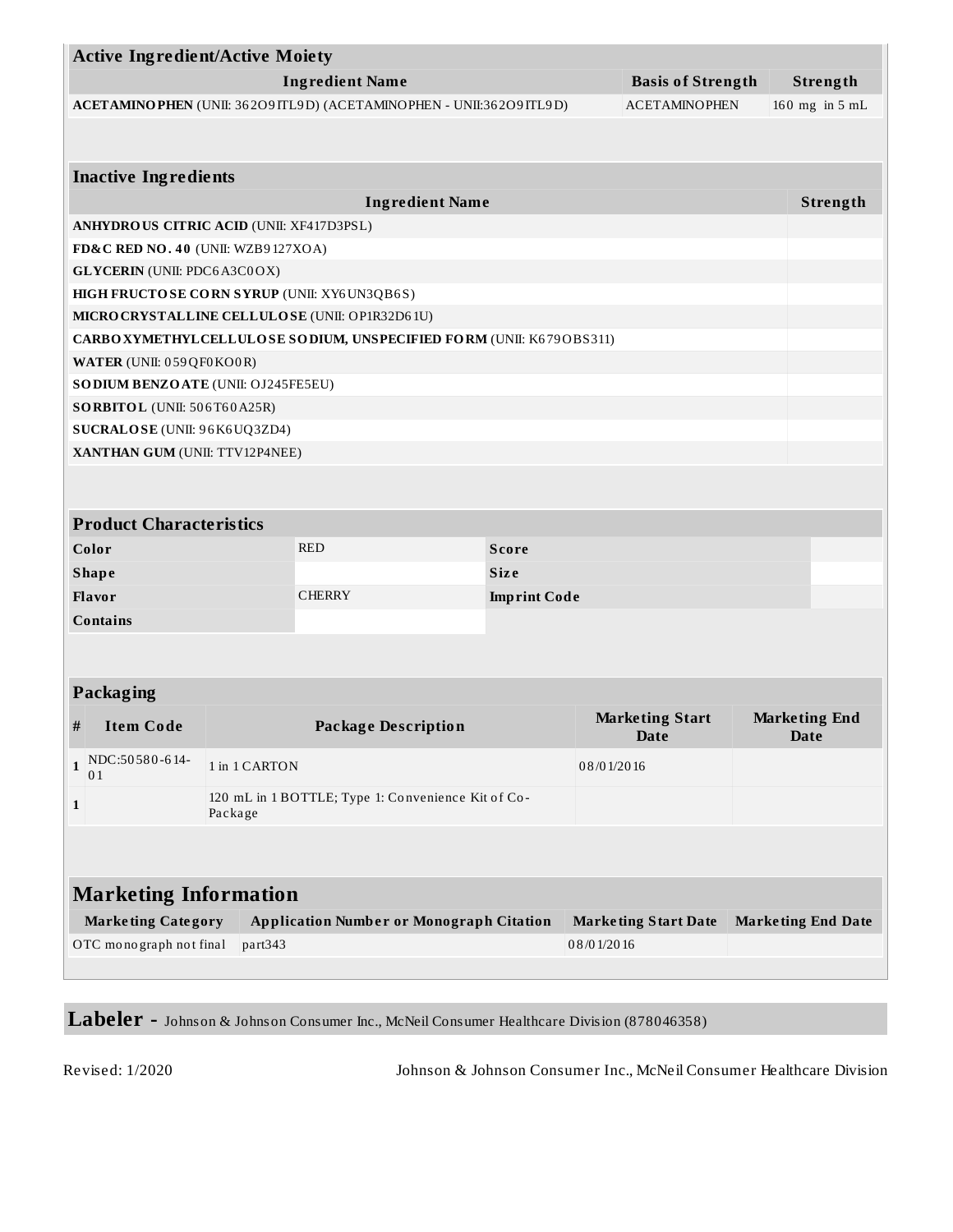## Active Ingredient/Active Moiety

| Ingredient Name | Basis of Strength | Strength |
| --- | --- | --- |
| **ACETAMINOPHEN** (UNII: 362O9ITL9D) (ACETAMINOPHEN - UNII:362O9ITL9D) | ACETAMINOPHEN | 160 mg in 5 mL |

## Inactive Ingredients

| Ingredient Name | Strength |
| --- | --- |
| **ANHYDROUS CITRIC ACID** (UNII: XF417D3PSL) | |
| **FD&C RED NO. 40** (UNII: WZB9127XOA) | |
| **GLYCERIN** (UNII: PDC6A3C0OX) | |
| **HIGH FRUCTOSE CORN SYRUP** (UNII: XY6UN3QB6S) | |
| **MICROCRYSTALLINE CELLULOSE** (UNII: OP1R32D61U) | |
| **CARBOXYMETHYLCELLULOSE SODIUM, UNSPECIFIED FORM** (UNII: K679OBS311) | |
| **WATER** (UNII: 059QF0KO0R) | |
| **SODIUM BENZOATE** (UNII: OJ245FE5EU) | |
| **SORBITOL** (UNII: 506T60A25R) | |
| **SUCRALOSE** (UNII: 96K6UQ3ZD4) | |
| **XANTHAN GUM** (UNII: TTV12P4NEE) | |

## Product Characteristics

| | | | |
| --- | --- | --- | --- |
| **Color** | RED | **Score** | |
| **Shape** | | **Size** | |
| **Flavor** | CHERRY | **Imprint Code** | |
| **Contains** | | | |

## Packaging

| # | Item Code | Package Description | Marketing Start Date | Marketing End Date |
| --- | --- | --- | --- | --- |
| 1 | NDC:50580-614-01 | 1 in 1 CARTON | 08/01/2016 | |
| 1 | | 120 mL in 1 BOTTLE; Type 1: Convenience Kit of Co-Package | | |

## Marketing Information

| Marketing Category | Application Number or Monograph Citation | Marketing Start Date | Marketing End Date |
| --- | --- | --- | --- |
| OTC monograph not final | part343 | 08/01/2016 | |

**Labeler -** Johnson & Johnson Consumer Inc., McNeil Consumer Healthcare Division (878046358)

Revised: 1/2020 Johnson & Johnson Consumer Inc., McNeil Consumer Healthcare Division